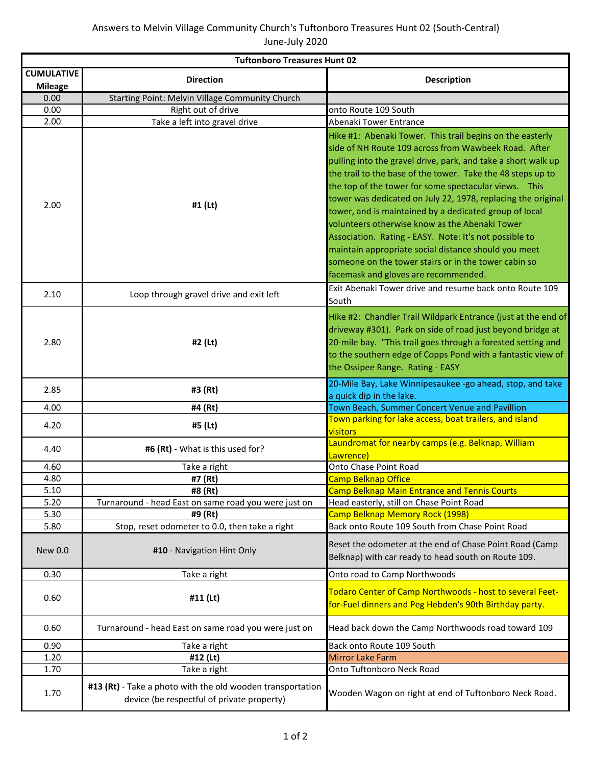Answers to Melvin Village Community Church's Tuftonboro Treasures Hunt 02 (South-Central)

June-July 2020

| Tuftonboro Treasures Hunt 02 | | |
|---|---|---|
| **CUMULATIVE Mileage** | **Direction** | **Description** |
| 0.00 | Starting Point: Melvin Village Community Church | |
| 0.00 | Right out of drive | onto Route 109 South |
| 2.00 | Take a left into gravel drive | Abenaki Tower Entrance |
| 2.00 | **#1 (Lt)** | Hike #1: Abenaki Tower. This trail begins on the easterly side of NH Route 109 across from Wawbeek Road. After pulling into the gravel drive, park, and take a short walk up the trail to the base of the tower. Take the 48 steps up to the top of the tower for some spectacular views. This tower was dedicated on July 22, 1978, replacing the original tower, and is maintained by a dedicated group of local volunteers otherwise know as the Abenaki Tower Association. Rating - EASY. Note: It's not possible to maintain appropriate social distance should you meet someone on the tower stairs or in the tower cabin so facemask and gloves are recommended. |
| 2.10 | Loop through gravel drive and exit left | Exit Abenaki Tower drive and resume back onto Route 109 South |
| 2.80 | **#2 (Lt)** | Hike #2: Chandler Trail Wildpark Entrance (just at the end of driveway #301). Park on side of road just beyond bridge at 20-mile bay. "This trail goes through a forested setting and to the southern edge of Copps Pond with a fantastic view of the Ossipee Range. Rating - EASY |
| 2.85 | **#3 (Rt)** | 20-Mile Bay, Lake Winnipesaukee -go ahead, stop, and take a quick dip in the lake. |
| 4.00 | **#4 (Rt)** | Town Beach, Summer Concert Venue and Pavillion |
| 4.20 | **#5 (Lt)** | Town parking for lake access, boat trailers, and island visitors |
| 4.40 | **#6 (Rt)** - What is this used for? | Laundromat for nearby camps (e.g. Belknap, William Lawrence) |
| 4.60 | Take a right | Onto Chase Point Road |
| 4.80 | **#7 (Rt)** | Camp Belknap Office |
| 5.10 | **#8 (Rt)** | Camp Belknap Main Entrance and Tennis Courts |
| 5.20 | Turnaround - head East on same road you were just on | Head easterly, still on Chase Point Road |
| 5.30 | **#9 (Rt)** | Camp Belknap Memory Rock (1998) |
| 5.80 | Stop, reset odometer to 0.0, then take a right | Back onto Route 109 South from Chase Point Road |
| New 0.0 | **#10** - Navigation Hint Only | Reset the odometer at the end of Chase Point Road (Camp Belknap) with car ready to head south on Route 109. |
| 0.30 | Take a right | Onto road to Camp Northwoods |
| 0.60 | **#11 (Lt)** | Todaro Center of Camp Northwoods - host to several Feet-for-Fuel dinners and Peg Hebden's 90th Birthday party. |
| 0.60 | Turnaround - head East on same road you were just on | Head back down the Camp Northwoods road toward 109 |
| 0.90 | Take a right | Back onto Route 109 South |
| 1.20 | **#12 (Lt)** | Mirror Lake Farm |
| 1.70 | Take a right | Onto Tuftonboro Neck Road |
| 1.70 | **#13 (Rt)** - Take a photo with the old wooden transportation device (be respectful of private property) | Wooden Wagon on right at end of Tuftonboro Neck Road. |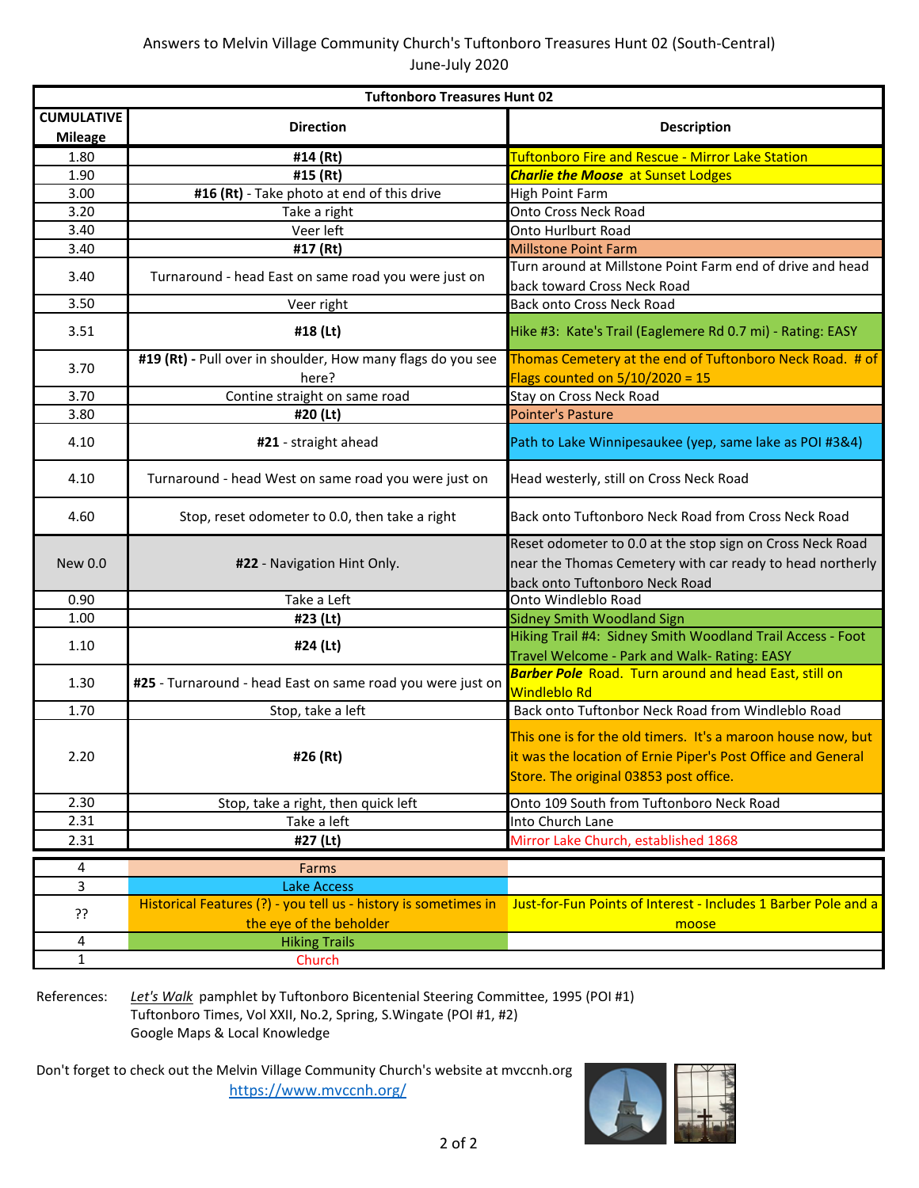Answers to Melvin Village Community Church's Tuftonboro Treasures Hunt 02 (South-Central)
June-July 2020

| Tuftonboro Treasures Hunt 02 | | |
|---|---|---|
| **CUMULATIVE Mileage** | **Direction** | **Description** |
| 1.80 | **#14 (Rt)** | Tuftonboro Fire and Rescue - Mirror Lake Station |
| 1.90 | **#15 (Rt)** | ***Charlie the Moose*** at Sunset Lodges |
| 3.00 | **#16 (Rt)** - Take photo at end of this drive | High Point Farm |
| 3.20 | Take a right | Onto Cross Neck Road |
| 3.40 | Veer left | Onto Hurlburt Road |
| 3.40 | **#17 (Rt)** | Millstone Point Farm |
| 3.40 | Turnaround - head East on same road you were just on | Turn around at Millstone Point Farm end of drive and head back toward Cross Neck Road |
| 3.50 | Veer right | Back onto Cross Neck Road |
| 3.51 | **#18 (Lt)** | Hike #3: Kate's Trail (Eaglemere Rd 0.7 mi) - Rating: EASY |
| 3.70 | **#19 (Rt) -** Pull over in shoulder, How many flags do you see here? | Thomas Cemetery at the end of Tuftonboro Neck Road. # of Flags counted on 5/10/2020 = 15 |
| 3.70 | Contine straight on same road | Stay on Cross Neck Road |
| 3.80 | **#20 (Lt)** | Pointer's Pasture |
| 4.10 | **#21** - straight ahead | Path to Lake Winnipesaukee (yep, same lake as POI #3&4) |
| 4.10 | Turnaround - head West on same road you were just on | Head westerly, still on Cross Neck Road |
| 4.60 | Stop, reset odometer to 0.0, then take a right | Back onto Tuftonboro Neck Road from Cross Neck Road |
| New 0.0 | **#22** - Navigation Hint Only. | Reset odometer to 0.0 at the stop sign on Cross Neck Road near the Thomas Cemetery with car ready to head northerly back onto Tuftonboro Neck Road |
| 0.90 | Take a Left | Onto Windleblo Road |
| 1.00 | **#23 (Lt)** | Sidney Smith Woodland Sign |
| 1.10 | **#24 (Lt)** | Hiking Trail #4: Sidney Smith Woodland Trail Access - Foot Travel Welcome - Park and Walk- Rating: EASY |
| 1.30 | **#25** - Turnaround - head East on same road you were just on | ***Barber Pole*** Road. Turn around and head East, still on Windleblo Rd |
| 1.70 | Stop, take a left | Back onto Tuftonbor Neck Road from Windleblo Road |
| 2.20 | **#26 (Rt)** | This one is for the old timers. It's a maroon house now, but it was the location of Ernie Piper's Post Office and General Store. The original 03853 post office. |
| 2.30 | Stop, take a right, then quick left | Onto 109 South from Tuftonboro Neck Road |
| 2.31 | Take a left | Into Church Lane |
| 2.31 | **#27 (Lt)** | Mirror Lake Church, established 1868 |

| | | |
|---|---|---|
| 4 | Farms | |
| 3 | Lake Access | |
| ?? | Historical Features (?) - you tell us - history is sometimes in the eye of the beholder | Just-for-Fun Points of Interest - Includes 1 Barber Pole and a moose |
| 4 | Hiking Trails | |
| 1 | Church | |

References: *Let's Walk* pamphlet by Tuftonboro Bicentenial Steering Committee, 1995 (POI #1)
Tuftonboro Times, Vol XXII, No.2, Spring, S.Wingate (POI #1, #2)
Google Maps & Local Knowledge

Don't forget to check out the Melvin Village Community Church's website at mvccnh.org
https://www.mvccnh.org/